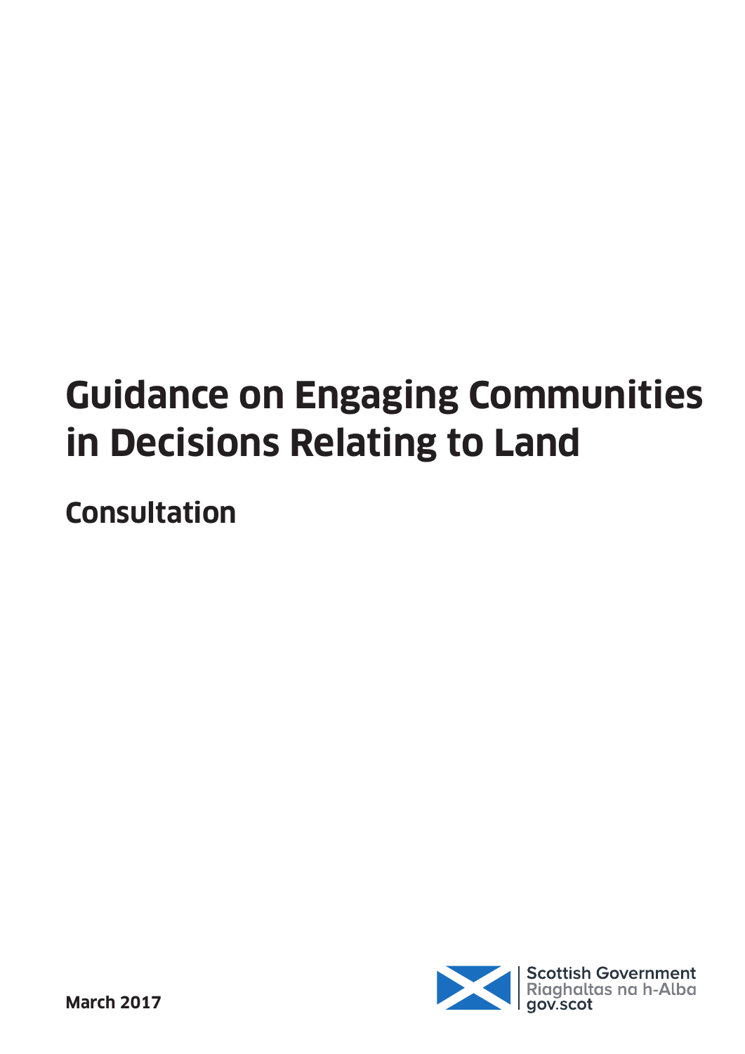# Guidance on Engaging Communities in Decisions Relating to Land

## Consultation

March 2017

Scottish Government
Riaghaltas na h-Alba
gov.scot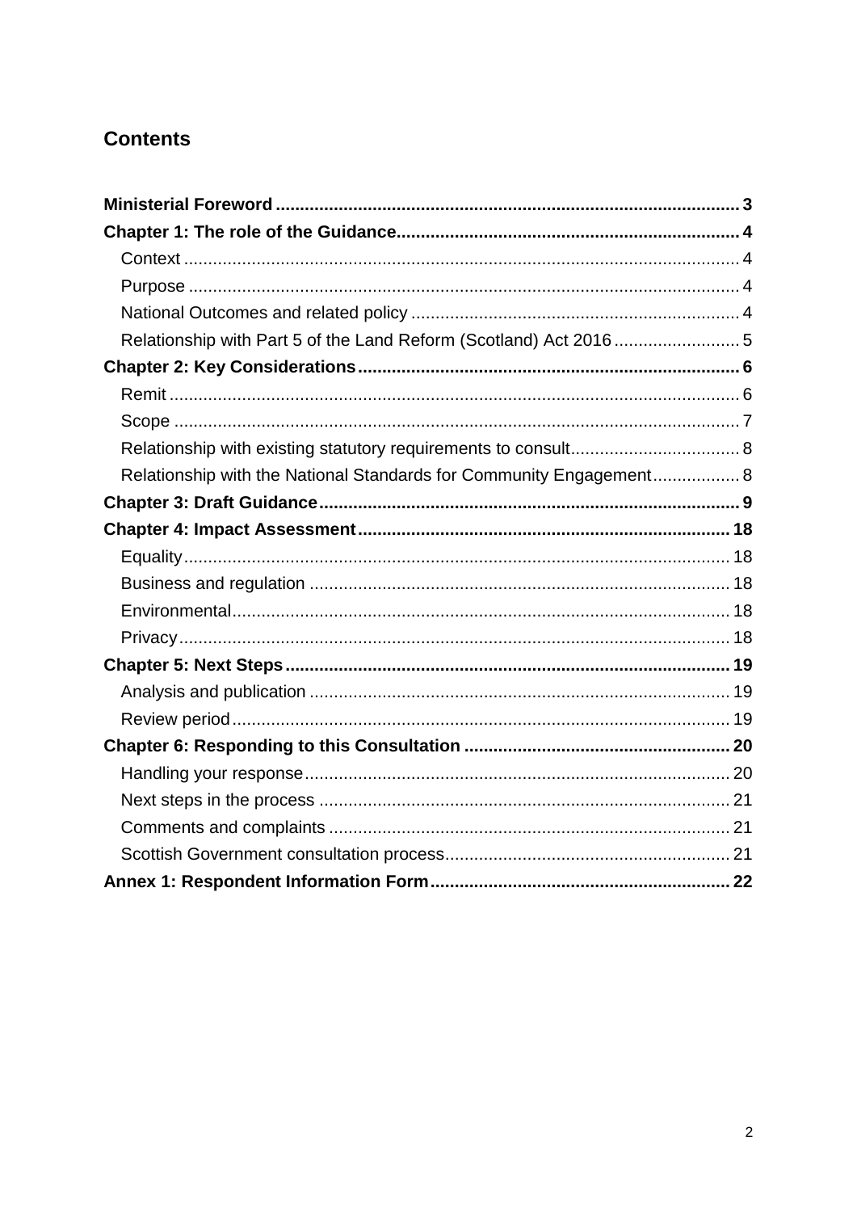# Contents

**Ministerial Foreword** ........ 3

**Chapter 1: The role of the Guidance** ........ 4

- Context ........ 4
- Purpose ........ 4
- National Outcomes and related policy ........ 4
- Relationship with Part 5 of the Land Reform (Scotland) Act 2016 ........ 5

**Chapter 2: Key Considerations** ........ 6

- Remit ........ 6
- Scope ........ 7
- Relationship with existing statutory requirements to consult ........ 8
- Relationship with the National Standards for Community Engagement ........ 8

**Chapter 3: Draft Guidance** ........ 9

**Chapter 4: Impact Assessment** ........ 18

- Equality ........ 18
- Business and regulation ........ 18
- Environmental ........ 18
- Privacy ........ 18

**Chapter 5: Next Steps** ........ 19

- Analysis and publication ........ 19
- Review period ........ 19

**Chapter 6: Responding to this Consultation** ........ 20

- Handling your response ........ 20
- Next steps in the process ........ 21
- Comments and complaints ........ 21
- Scottish Government consultation process ........ 21

**Annex 1: Respondent Information Form** ........ 22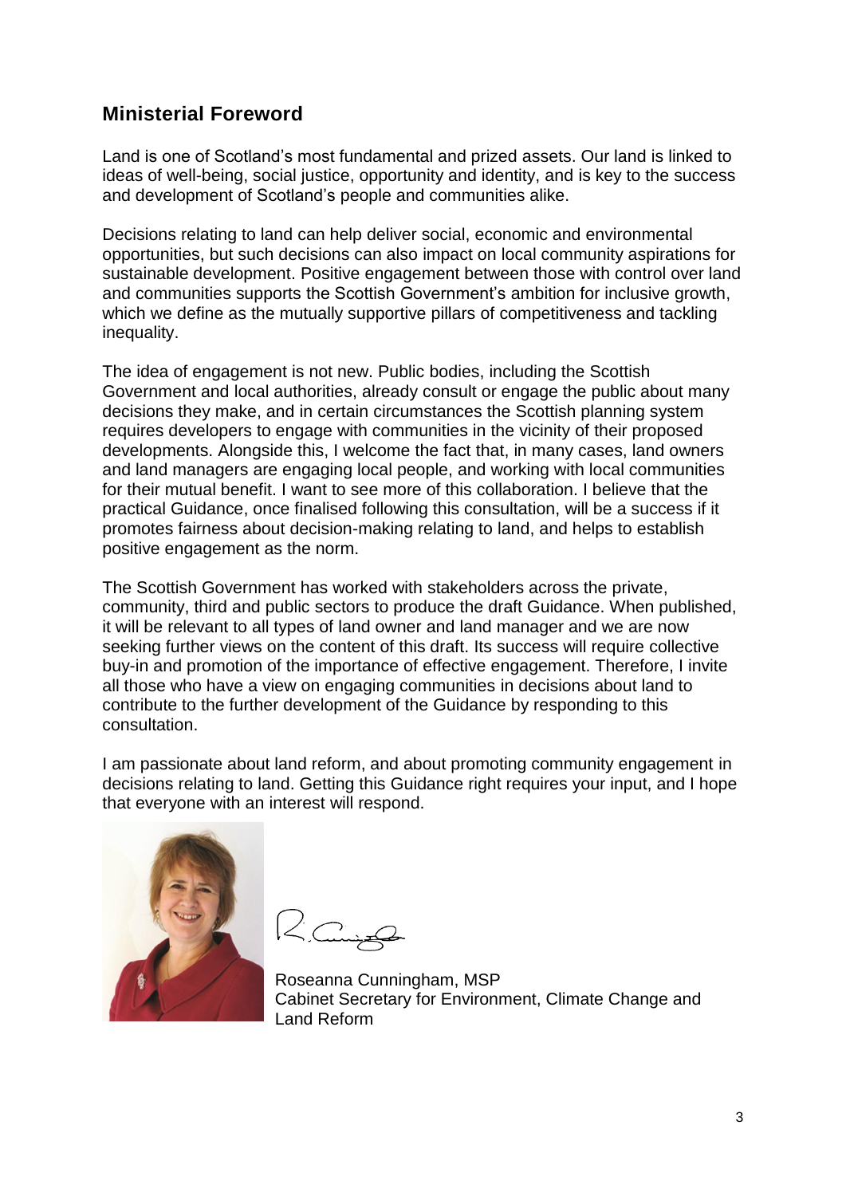## Ministerial Foreword

Land is one of Scotland's most fundamental and prized assets. Our land is linked to ideas of well-being, social justice, opportunity and identity, and is key to the success and development of Scotland's people and communities alike.

Decisions relating to land can help deliver social, economic and environmental opportunities, but such decisions can also impact on local community aspirations for sustainable development. Positive engagement between those with control over land and communities supports the Scottish Government's ambition for inclusive growth, which we define as the mutually supportive pillars of competitiveness and tackling inequality.

The idea of engagement is not new. Public bodies, including the Scottish Government and local authorities, already consult or engage the public about many decisions they make, and in certain circumstances the Scottish planning system requires developers to engage with communities in the vicinity of their proposed developments. Alongside this, I welcome the fact that, in many cases, land owners and land managers are engaging local people, and working with local communities for their mutual benefit. I want to see more of this collaboration. I believe that the practical Guidance, once finalised following this consultation, will be a success if it promotes fairness about decision-making relating to land, and helps to establish positive engagement as the norm.

The Scottish Government has worked with stakeholders across the private, community, third and public sectors to produce the draft Guidance. When published, it will be relevant to all types of land owner and land manager and we are now seeking further views on the content of this draft. Its success will require collective buy-in and promotion of the importance of effective engagement. Therefore, I invite all those who have a view on engaging communities in decisions about land to contribute to the further development of the Guidance by responding to this consultation.

I am passionate about land reform, and about promoting community engagement in decisions relating to land. Getting this Guidance right requires your input, and I hope that everyone with an interest will respond.

Roseanna Cunningham, MSP
Cabinet Secretary for Environment, Climate Change and Land Reform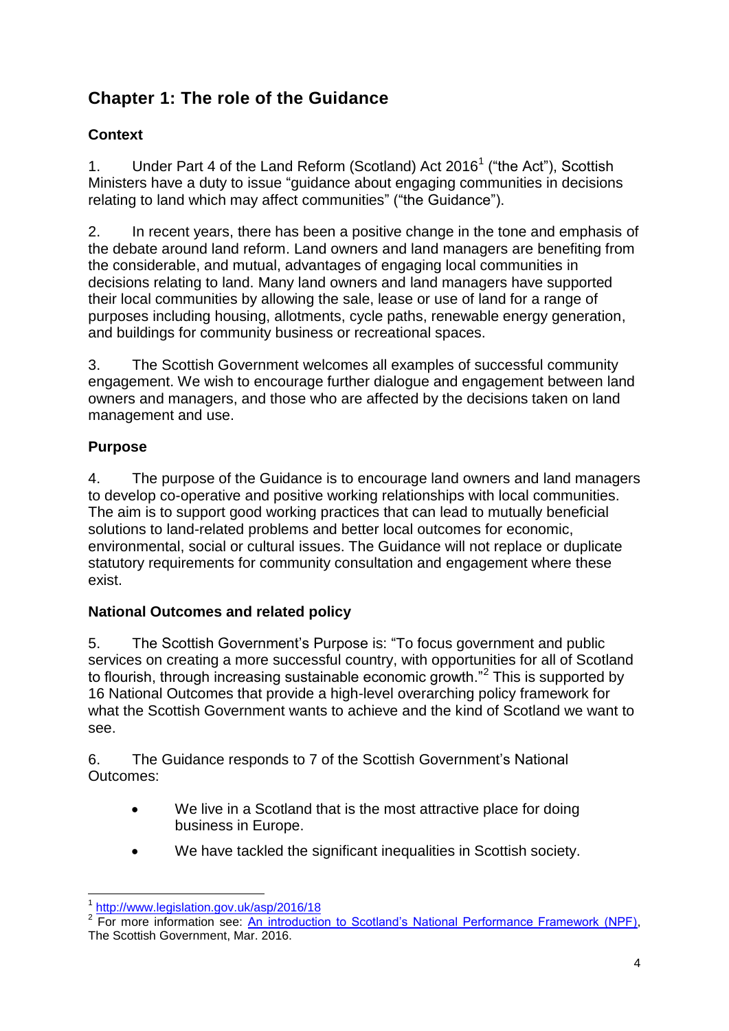## Chapter 1: The role of the Guidance

### Context

1. Under Part 4 of the Land Reform (Scotland) Act 2016[1] ("the Act"), Scottish Ministers have a duty to issue "guidance about engaging communities in decisions relating to land which may affect communities" ("the Guidance").

2. In recent years, there has been a positive change in the tone and emphasis of the debate around land reform. Land owners and land managers are benefiting from the considerable, and mutual, advantages of engaging local communities in decisions relating to land. Many land owners and land managers have supported their local communities by allowing the sale, lease or use of land for a range of purposes including housing, allotments, cycle paths, renewable energy generation, and buildings for community business or recreational spaces.

3. The Scottish Government welcomes all examples of successful community engagement. We wish to encourage further dialogue and engagement between land owners and managers, and those who are affected by the decisions taken on land management and use.

### Purpose

4. The purpose of the Guidance is to encourage land owners and land managers to develop co-operative and positive working relationships with local communities. The aim is to support good working practices that can lead to mutually beneficial solutions to land-related problems and better local outcomes for economic, environmental, social or cultural issues. The Guidance will not replace or duplicate statutory requirements for community consultation and engagement where these exist.

### National Outcomes and related policy

5. The Scottish Government's Purpose is: "To focus government and public services on creating a more successful country, with opportunities for all of Scotland to flourish, through increasing sustainable economic growth."[2] This is supported by 16 National Outcomes that provide a high-level overarching policy framework for what the Scottish Government wants to achieve and the kind of Scotland we want to see.

6. The Guidance responds to 7 of the Scottish Government's National Outcomes:

- We live in a Scotland that is the most attractive place for doing business in Europe.
- We have tackled the significant inequalities in Scottish society.

---

[1] http://www.legislation.gov.uk/asp/2016/18

[2] For more information see: An introduction to Scotland's National Performance Framework (NPF), The Scottish Government, Mar. 2016.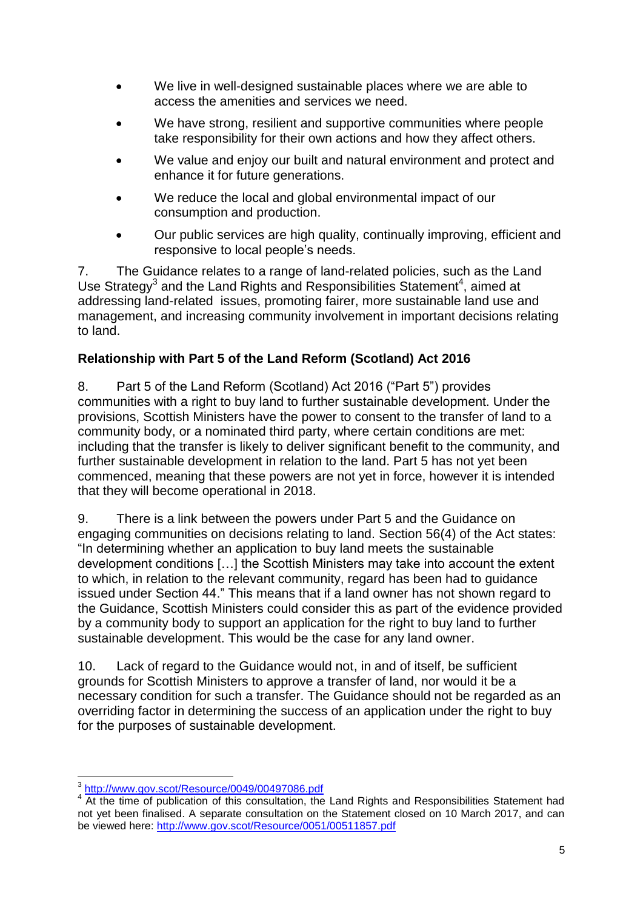- We live in well-designed sustainable places where we are able to access the amenities and services we need.
- We have strong, resilient and supportive communities where people take responsibility for their own actions and how they affect others.
- We value and enjoy our built and natural environment and protect and enhance it for future generations.
- We reduce the local and global environmental impact of our consumption and production.
- Our public services are high quality, continually improving, efficient and responsive to local people's needs.

7. The Guidance relates to a range of land-related policies, such as the Land Use Strategy[3] and the Land Rights and Responsibilities Statement[4], aimed at addressing land-related issues, promoting fairer, more sustainable land use and management, and increasing community involvement in important decisions relating to land.

**Relationship with Part 5 of the Land Reform (Scotland) Act 2016**

8. Part 5 of the Land Reform (Scotland) Act 2016 ("Part 5") provides communities with a right to buy land to further sustainable development. Under the provisions, Scottish Ministers have the power to consent to the transfer of land to a community body, or a nominated third party, where certain conditions are met: including that the transfer is likely to deliver significant benefit to the community, and further sustainable development in relation to the land. Part 5 has not yet been commenced, meaning that these powers are not yet in force, however it is intended that they will become operational in 2018.

9. There is a link between the powers under Part 5 and the Guidance on engaging communities on decisions relating to land. Section 56(4) of the Act states: "In determining whether an application to buy land meets the sustainable development conditions […] the Scottish Ministers may take into account the extent to which, in relation to the relevant community, regard has been had to guidance issued under Section 44." This means that if a land owner has not shown regard to the Guidance, Scottish Ministers could consider this as part of the evidence provided by a community body to support an application for the right to buy land to further sustainable development. This would be the case for any land owner.

10. Lack of regard to the Guidance would not, in and of itself, be sufficient grounds for Scottish Ministers to approve a transfer of land, nor would it be a necessary condition for such a transfer. The Guidance should not be regarded as an overriding factor in determining the success of an application under the right to buy for the purposes of sustainable development.

---

[3] http://www.gov.scot/Resource/0049/00497086.pdf

[4] At the time of publication of this consultation, the Land Rights and Responsibilities Statement had not yet been finalised. A separate consultation on the Statement closed on 10 March 2017, and can be viewed here: http://www.gov.scot/Resource/0051/00511857.pdf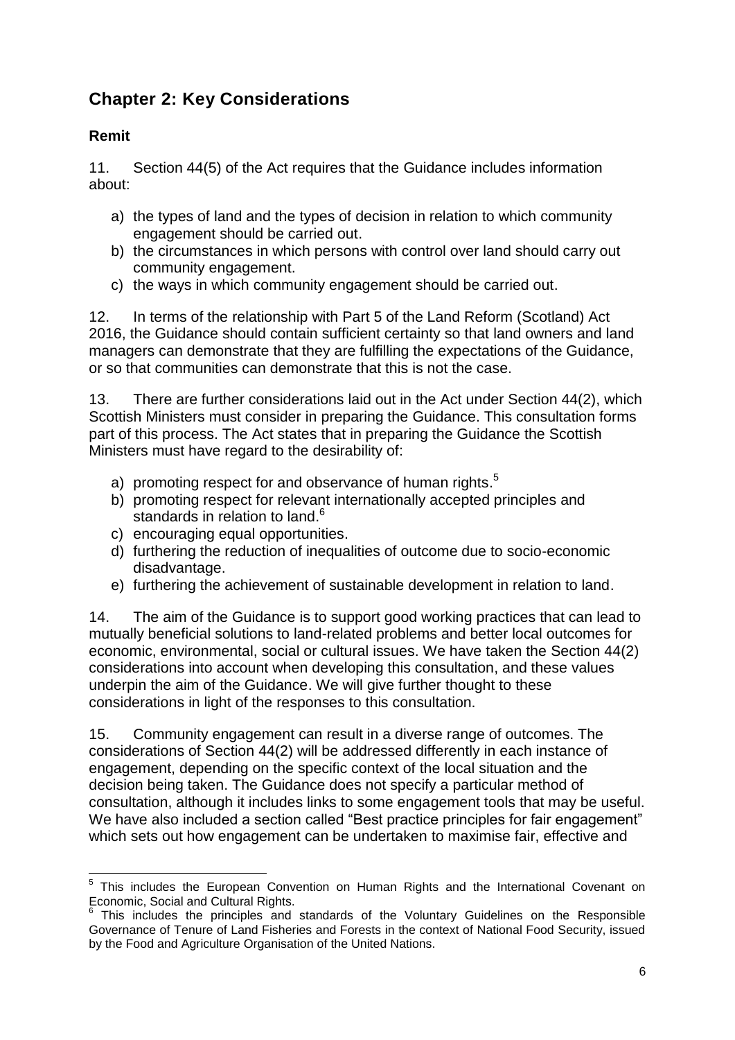## Chapter 2: Key Considerations

### Remit

11. Section 44(5) of the Act requires that the Guidance includes information about:

a) the types of land and the types of decision in relation to which community engagement should be carried out.
b) the circumstances in which persons with control over land should carry out community engagement.
c) the ways in which community engagement should be carried out.

12. In terms of the relationship with Part 5 of the Land Reform (Scotland) Act 2016, the Guidance should contain sufficient certainty so that land owners and land managers can demonstrate that they are fulfilling the expectations of the Guidance, or so that communities can demonstrate that this is not the case.

13. There are further considerations laid out in the Act under Section 44(2), which Scottish Ministers must consider in preparing the Guidance. This consultation forms part of this process. The Act states that in preparing the Guidance the Scottish Ministers must have regard to the desirability of:

a) promoting respect for and observance of human rights.[5]
b) promoting respect for relevant internationally accepted principles and standards in relation to land.[6]
c) encouraging equal opportunities.
d) furthering the reduction of inequalities of outcome due to socio-economic disadvantage.
e) furthering the achievement of sustainable development in relation to land.

14. The aim of the Guidance is to support good working practices that can lead to mutually beneficial solutions to land-related problems and better local outcomes for economic, environmental, social or cultural issues. We have taken the Section 44(2) considerations into account when developing this consultation, and these values underpin the aim of the Guidance. We will give further thought to these considerations in light of the responses to this consultation.

15. Community engagement can result in a diverse range of outcomes. The considerations of Section 44(2) will be addressed differently in each instance of engagement, depending on the specific context of the local situation and the decision being taken. The Guidance does not specify a particular method of consultation, although it includes links to some engagement tools that may be useful. We have also included a section called "Best practice principles for fair engagement" which sets out how engagement can be undertaken to maximise fair, effective and

---

[5] This includes the European Convention on Human Rights and the International Covenant on Economic, Social and Cultural Rights.

[6] This includes the principles and standards of the Voluntary Guidelines on the Responsible Governance of Tenure of Land Fisheries and Forests in the context of National Food Security, issued by the Food and Agriculture Organisation of the United Nations.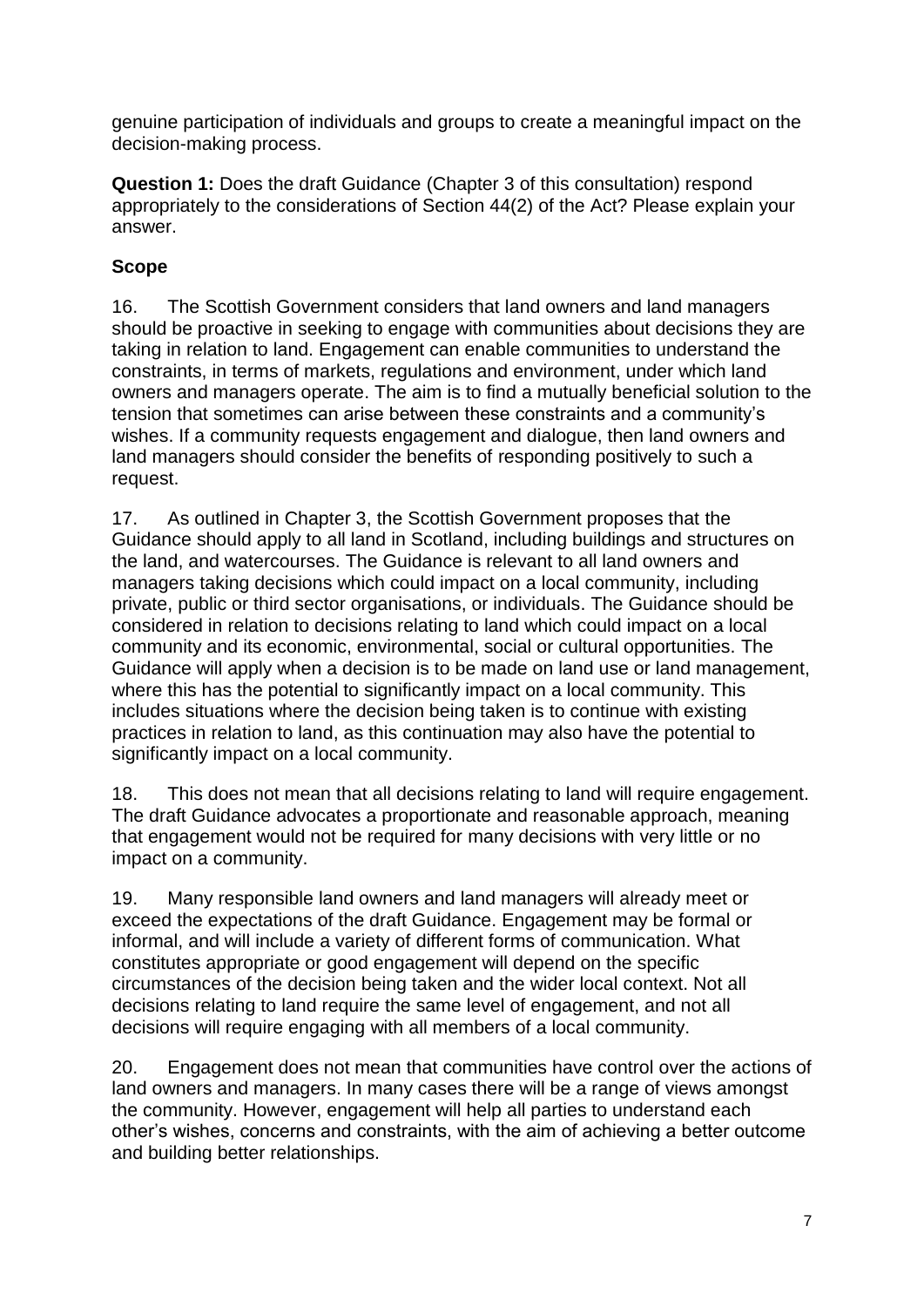genuine participation of individuals and groups to create a meaningful impact on the decision-making process.

**Question 1:** Does the draft Guidance (Chapter 3 of this consultation) respond appropriately to the considerations of Section 44(2) of the Act? Please explain your answer.

### Scope

16. The Scottish Government considers that land owners and land managers should be proactive in seeking to engage with communities about decisions they are taking in relation to land. Engagement can enable communities to understand the constraints, in terms of markets, regulations and environment, under which land owners and managers operate. The aim is to find a mutually beneficial solution to the tension that sometimes can arise between these constraints and a community's wishes. If a community requests engagement and dialogue, then land owners and land managers should consider the benefits of responding positively to such a request.

17. As outlined in Chapter 3, the Scottish Government proposes that the Guidance should apply to all land in Scotland, including buildings and structures on the land, and watercourses. The Guidance is relevant to all land owners and managers taking decisions which could impact on a local community, including private, public or third sector organisations, or individuals. The Guidance should be considered in relation to decisions relating to land which could impact on a local community and its economic, environmental, social or cultural opportunities. The Guidance will apply when a decision is to be made on land use or land management, where this has the potential to significantly impact on a local community. This includes situations where the decision being taken is to continue with existing practices in relation to land, as this continuation may also have the potential to significantly impact on a local community.

18. This does not mean that all decisions relating to land will require engagement. The draft Guidance advocates a proportionate and reasonable approach, meaning that engagement would not be required for many decisions with very little or no impact on a community.

19. Many responsible land owners and land managers will already meet or exceed the expectations of the draft Guidance. Engagement may be formal or informal, and will include a variety of different forms of communication. What constitutes appropriate or good engagement will depend on the specific circumstances of the decision being taken and the wider local context. Not all decisions relating to land require the same level of engagement, and not all decisions will require engaging with all members of a local community.

20. Engagement does not mean that communities have control over the actions of land owners and managers. In many cases there will be a range of views amongst the community. However, engagement will help all parties to understand each other's wishes, concerns and constraints, with the aim of achieving a better outcome and building better relationships.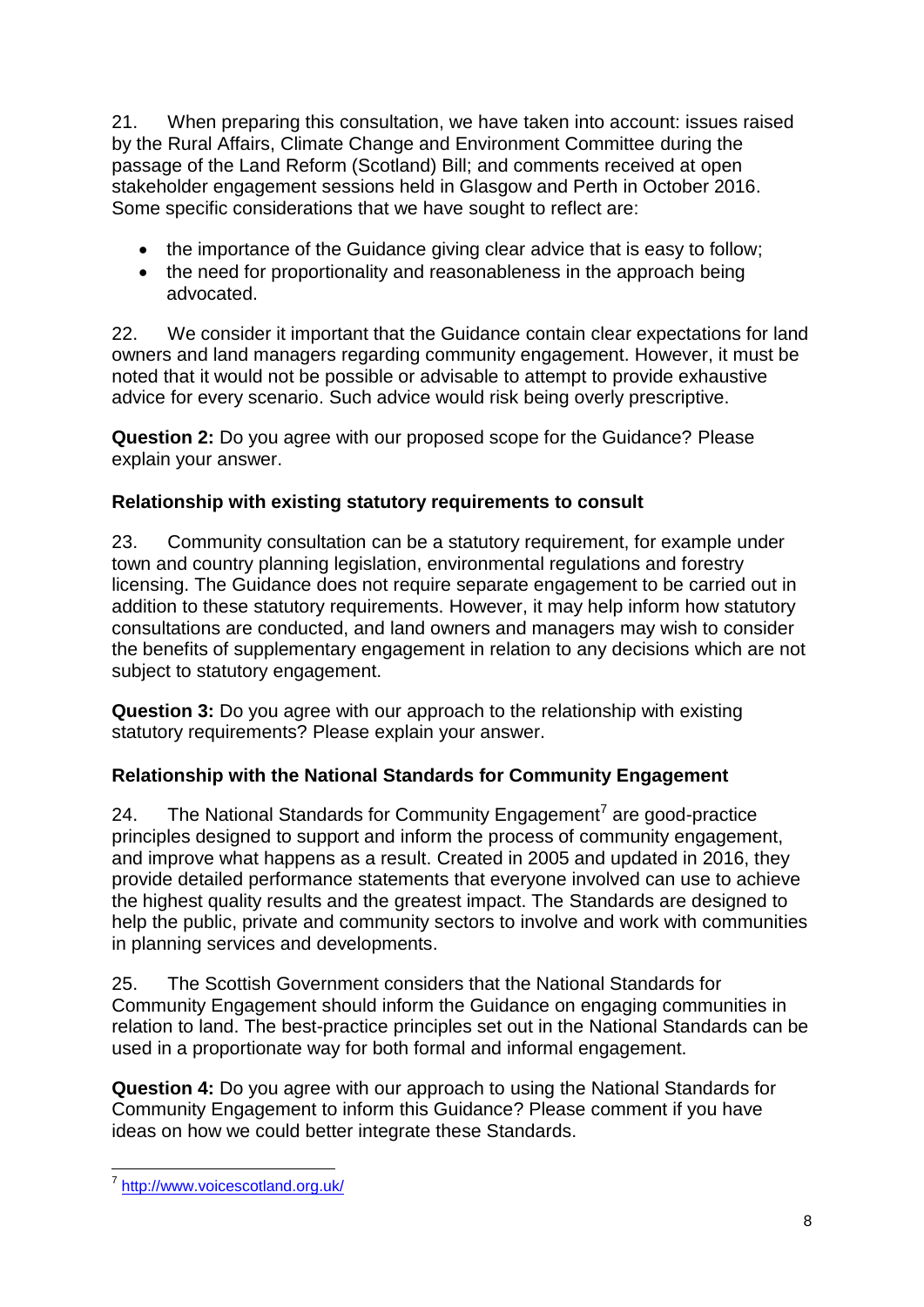21. When preparing this consultation, we have taken into account: issues raised by the Rural Affairs, Climate Change and Environment Committee during the passage of the Land Reform (Scotland) Bill; and comments received at open stakeholder engagement sessions held in Glasgow and Perth in October 2016. Some specific considerations that we have sought to reflect are:

- the importance of the Guidance giving clear advice that is easy to follow;
- the need for proportionality and reasonableness in the approach being advocated.

22. We consider it important that the Guidance contain clear expectations for land owners and land managers regarding community engagement. However, it must be noted that it would not be possible or advisable to attempt to provide exhaustive advice for every scenario. Such advice would risk being overly prescriptive.

**Question 2:** Do you agree with our proposed scope for the Guidance? Please explain your answer.

**Relationship with existing statutory requirements to consult**

23. Community consultation can be a statutory requirement, for example under town and country planning legislation, environmental regulations and forestry licensing. The Guidance does not require separate engagement to be carried out in addition to these statutory requirements. However, it may help inform how statutory consultations are conducted, and land owners and managers may wish to consider the benefits of supplementary engagement in relation to any decisions which are not subject to statutory engagement.

**Question 3:** Do you agree with our approach to the relationship with existing statutory requirements? Please explain your answer.

**Relationship with the National Standards for Community Engagement**

24. The National Standards for Community Engagement[7] are good-practice principles designed to support and inform the process of community engagement, and improve what happens as a result. Created in 2005 and updated in 2016, they provide detailed performance statements that everyone involved can use to achieve the highest quality results and the greatest impact. The Standards are designed to help the public, private and community sectors to involve and work with communities in planning services and developments.

25. The Scottish Government considers that the National Standards for Community Engagement should inform the Guidance on engaging communities in relation to land. The best-practice principles set out in the National Standards can be used in a proportionate way for both formal and informal engagement.

**Question 4:** Do you agree with our approach to using the National Standards for Community Engagement to inform this Guidance? Please comment if you have ideas on how we could better integrate these Standards.

---

[7] http://www.voicescotland.org.uk/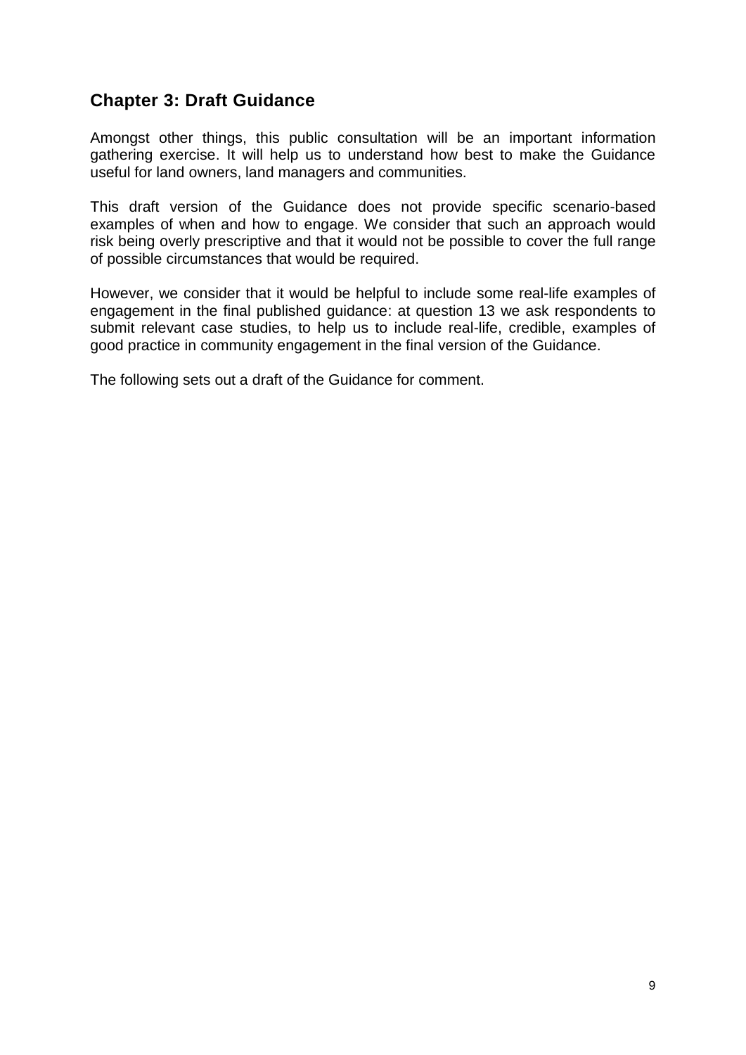## Chapter 3: Draft Guidance

Amongst other things, this public consultation will be an important information gathering exercise. It will help us to understand how best to make the Guidance useful for land owners, land managers and communities.

This draft version of the Guidance does not provide specific scenario-based examples of when and how to engage. We consider that such an approach would risk being overly prescriptive and that it would not be possible to cover the full range of possible circumstances that would be required.

However, we consider that it would be helpful to include some real-life examples of engagement in the final published guidance: at question 13 we ask respondents to submit relevant case studies, to help us to include real-life, credible, examples of good practice in community engagement in the final version of the Guidance.

The following sets out a draft of the Guidance for comment.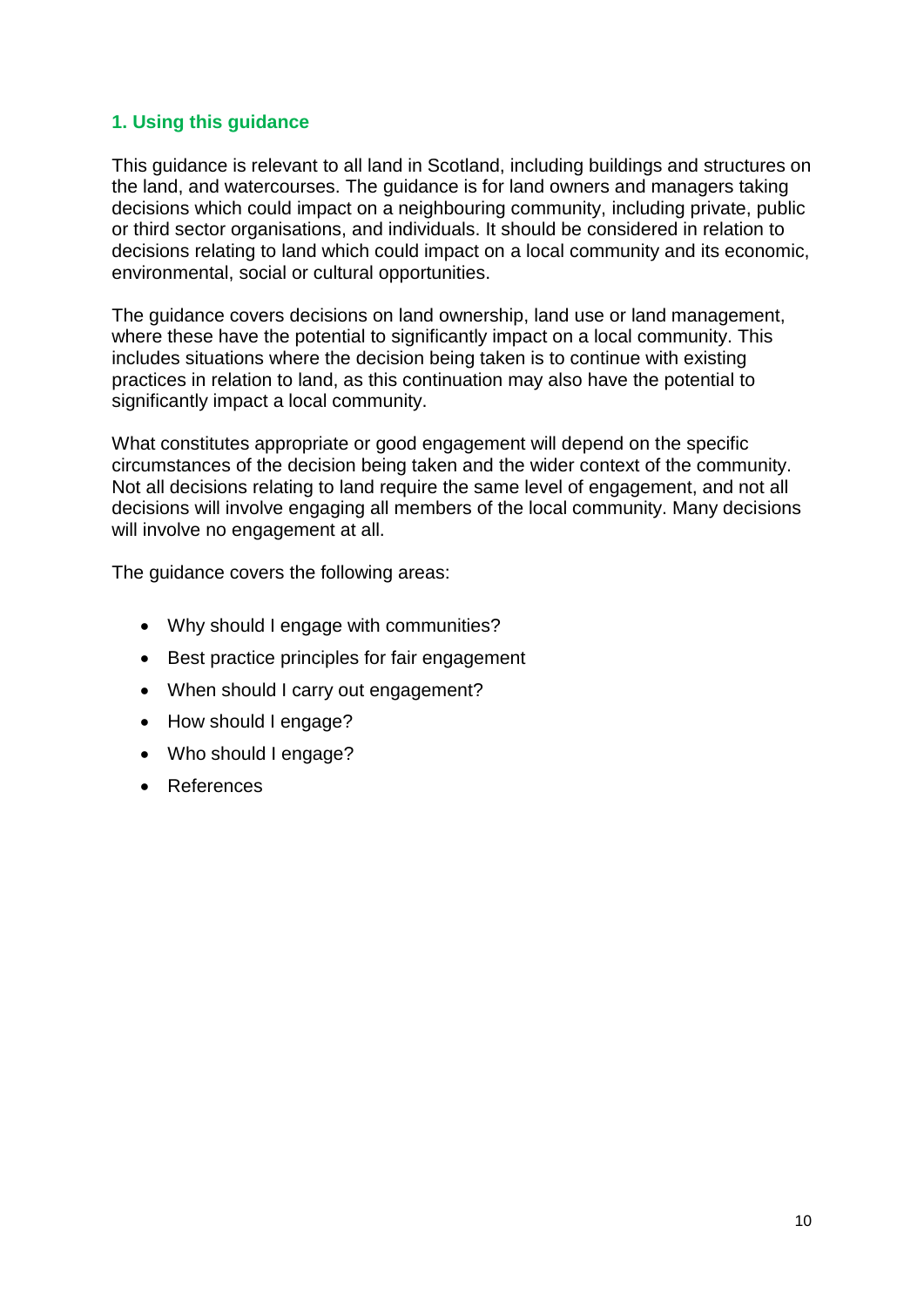## 1. Using this guidance

This guidance is relevant to all land in Scotland, including buildings and structures on the land, and watercourses. The guidance is for land owners and managers taking decisions which could impact on a neighbouring community, including private, public or third sector organisations, and individuals. It should be considered in relation to decisions relating to land which could impact on a local community and its economic, environmental, social or cultural opportunities.

The guidance covers decisions on land ownership, land use or land management, where these have the potential to significantly impact on a local community. This includes situations where the decision being taken is to continue with existing practices in relation to land, as this continuation may also have the potential to significantly impact a local community.

What constitutes appropriate or good engagement will depend on the specific circumstances of the decision being taken and the wider context of the community. Not all decisions relating to land require the same level of engagement, and not all decisions will involve engaging all members of the local community. Many decisions will involve no engagement at all.

The guidance covers the following areas:

- Why should I engage with communities?
- Best practice principles for fair engagement
- When should I carry out engagement?
- How should I engage?
- Who should I engage?
- References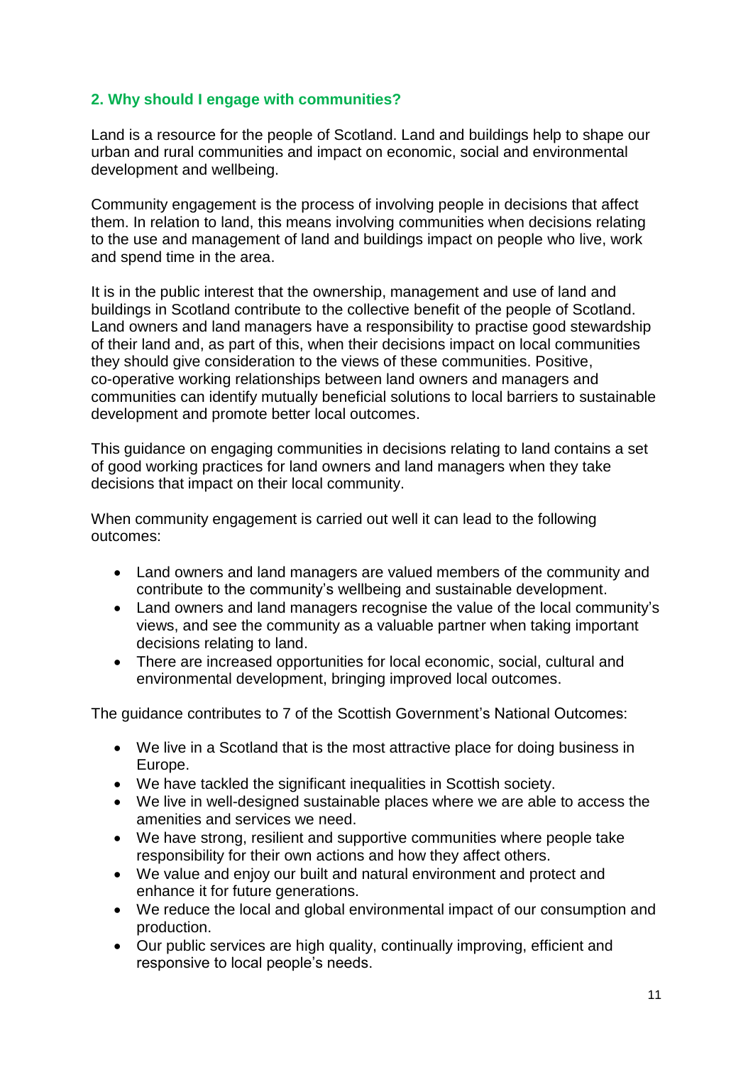## 2. Why should I engage with communities?

Land is a resource for the people of Scotland. Land and buildings help to shape our urban and rural communities and impact on economic, social and environmental development and wellbeing.

Community engagement is the process of involving people in decisions that affect them. In relation to land, this means involving communities when decisions relating to the use and management of land and buildings impact on people who live, work and spend time in the area.

It is in the public interest that the ownership, management and use of land and buildings in Scotland contribute to the collective benefit of the people of Scotland. Land owners and land managers have a responsibility to practise good stewardship of their land and, as part of this, when their decisions impact on local communities they should give consideration to the views of these communities. Positive, co-operative working relationships between land owners and managers and communities can identify mutually beneficial solutions to local barriers to sustainable development and promote better local outcomes.

This guidance on engaging communities in decisions relating to land contains a set of good working practices for land owners and land managers when they take decisions that impact on their local community.

When community engagement is carried out well it can lead to the following outcomes:

- Land owners and land managers are valued members of the community and contribute to the community's wellbeing and sustainable development.
- Land owners and land managers recognise the value of the local community's views, and see the community as a valuable partner when taking important decisions relating to land.
- There are increased opportunities for local economic, social, cultural and environmental development, bringing improved local outcomes.

The guidance contributes to 7 of the Scottish Government's National Outcomes:

- We live in a Scotland that is the most attractive place for doing business in Europe.
- We have tackled the significant inequalities in Scottish society.
- We live in well-designed sustainable places where we are able to access the amenities and services we need.
- We have strong, resilient and supportive communities where people take responsibility for their own actions and how they affect others.
- We value and enjoy our built and natural environment and protect and enhance it for future generations.
- We reduce the local and global environmental impact of our consumption and production.
- Our public services are high quality, continually improving, efficient and responsive to local people's needs.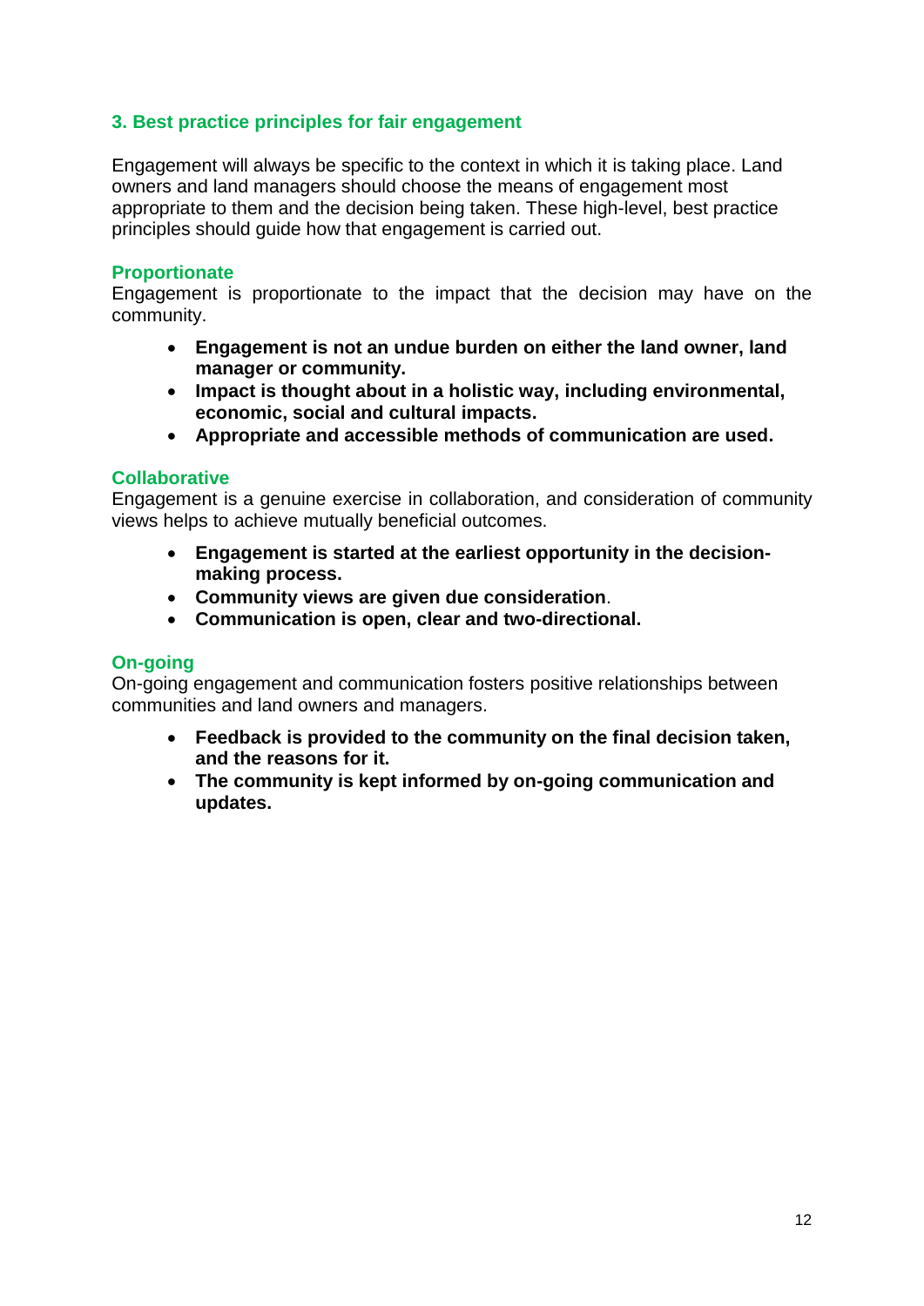## 3. Best practice principles for fair engagement

Engagement will always be specific to the context in which it is taking place. Land owners and land managers should choose the means of engagement most appropriate to them and the decision being taken. These high-level, best practice principles should guide how that engagement is carried out.

### Proportionate

Engagement is proportionate to the impact that the decision may have on the community.

- **Engagement is not an undue burden on either the land owner, land manager or community.**
- **Impact is thought about in a holistic way, including environmental, economic, social and cultural impacts.**
- **Appropriate and accessible methods of communication are used.**

### Collaborative

Engagement is a genuine exercise in collaboration, and consideration of community views helps to achieve mutually beneficial outcomes.

- **Engagement is started at the earliest opportunity in the decision-making process.**
- **Community views are given due consideration**.
- **Communication is open, clear and two-directional.**

### On-going

On-going engagement and communication fosters positive relationships between communities and land owners and managers.

- **Feedback is provided to the community on the final decision taken, and the reasons for it.**
- **The community is kept informed by on-going communication and updates.**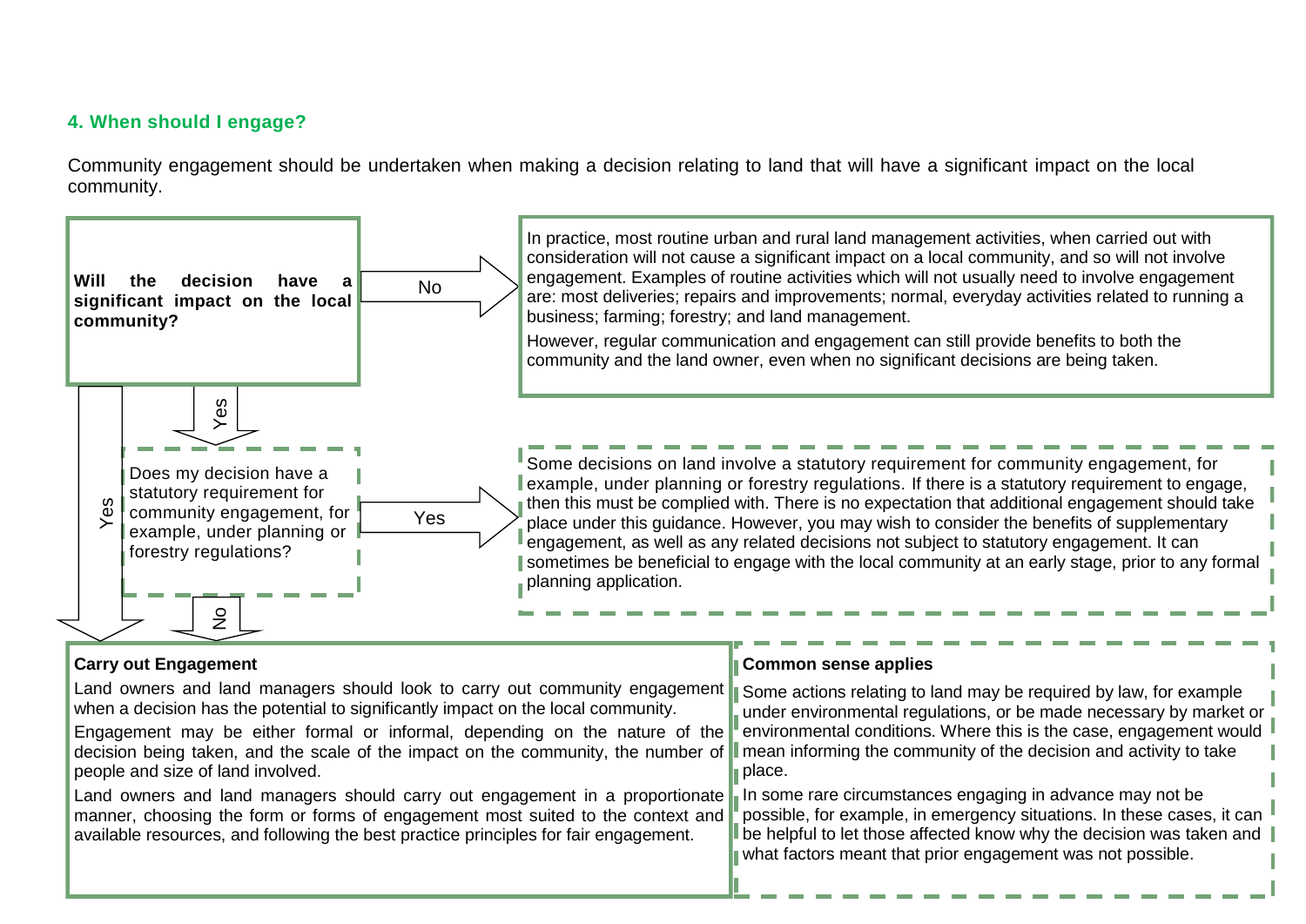### 4. When should I engage?

Community engagement should be undertaken when making a decision relating to land that will have a significant impact on the local community.

**Will the decision have a significant impact on the local community?**

No →

In practice, most routine urban and rural land management activities, when carried out with consideration will not cause a significant impact on a local community, and so will not involve engagement. Examples of routine activities which will not usually need to involve engagement are: most deliveries; repairs and improvements; normal, everyday activities related to running a business; farming; forestry; and land management.

However, regular communication and engagement can still provide benefits to both the community and the land owner, even when no significant decisions are being taken.

Yes ↓

Does my decision have a statutory requirement for community engagement, for example, under planning or forestry regulations?

Yes →

Some decisions on land involve a statutory requirement for community engagement, for example, under planning or forestry regulations. If there is a statutory requirement to engage, then this must be complied with. There is no expectation that additional engagement should take place under this guidance. However, you may wish to consider the benefits of supplementary engagement, as well as any related decisions not subject to statutory engagement. It can sometimes be beneficial to engage with the local community at an early stage, prior to any formal planning application.

No ↓ / Yes ↓

**Carry out Engagement**

Land owners and land managers should look to carry out community engagement when a decision has the potential to significantly impact on the local community.

Engagement may be either formal or informal, depending on the nature of the decision being taken, and the scale of the impact on the community, the number of people and size of land involved.

Land owners and land managers should carry out engagement in a proportionate manner, choosing the form or forms of engagement most suited to the context and available resources, and following the best practice principles for fair engagement.

**Common sense applies**

Some actions relating to land may be required by law, for example under environmental regulations, or be made necessary by market or environmental conditions. Where this is the case, engagement would mean informing the community of the decision and activity to take place.

In some rare circumstances engaging in advance may not be possible, for example, in emergency situations. In these cases, it can be helpful to let those affected know why the decision was taken and what factors meant that prior engagement was not possible.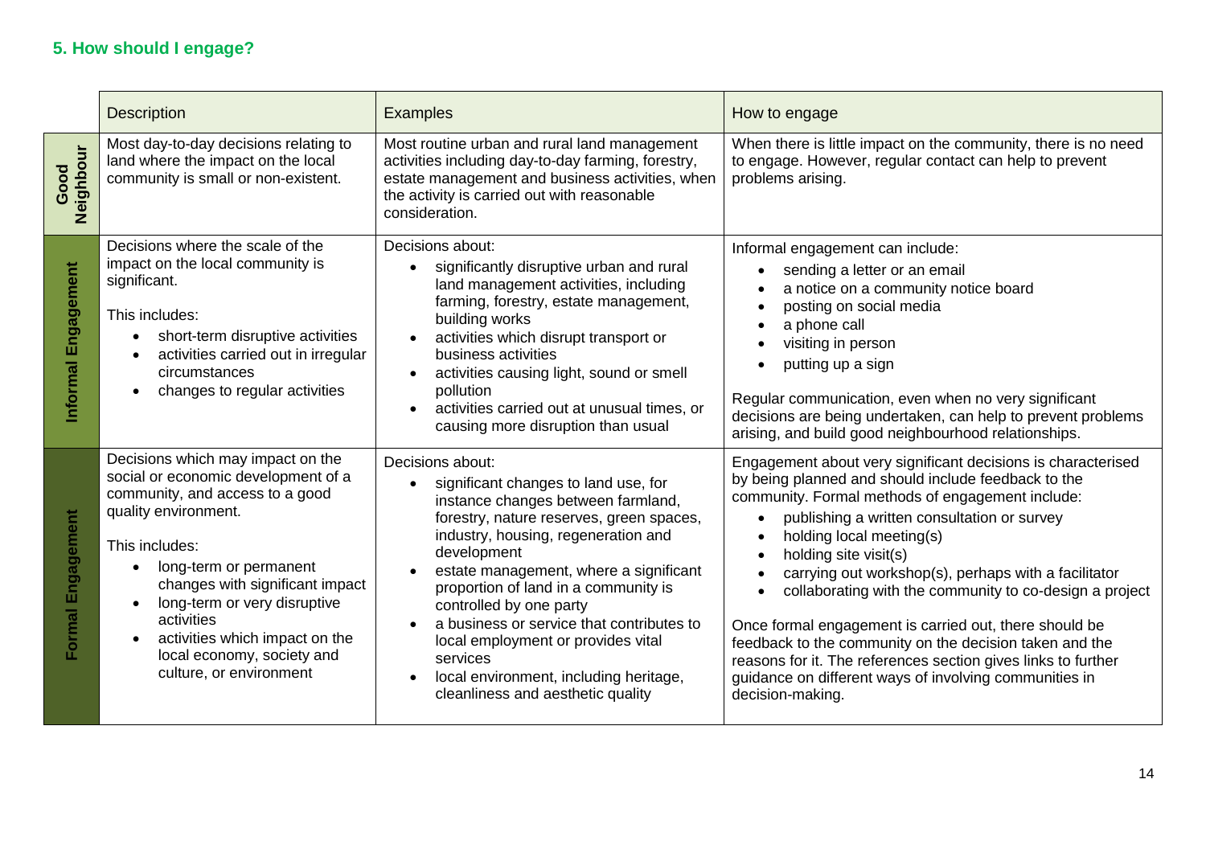## 5. How should I engage?

| | Description | Examples | How to engage |
|---|---|---|---|
| **Good Neighbour** | Most day-to-day decisions relating to land where the impact on the local community is small or non-existent. | Most routine urban and rural land management activities including day-to-day farming, forestry, estate management and business activities, when the activity is carried out with reasonable consideration. | When there is little impact on the community, there is no need to engage. However, regular contact can help to prevent problems arising. |
| **Informal Engagement** | Decisions where the scale of the impact on the local community is significant.<br><br>This includes:<br>• short-term disruptive activities<br>• activities carried out in irregular circumstances<br>• changes to regular activities | Decisions about:<br>• significantly disruptive urban and rural land management activities, including farming, forestry, estate management, building works<br>• activities which disrupt transport or business activities<br>• activities causing light, sound or smell pollution<br>• activities carried out at unusual times, or causing more disruption than usual | Informal engagement can include:<br>• sending a letter or an email<br>• a notice on a community notice board<br>• posting on social media<br>• a phone call<br>• visiting in person<br>• putting up a sign<br><br>Regular communication, even when no very significant decisions are being undertaken, can help to prevent problems arising, and build good neighbourhood relationships. |
| **Formal Engagement** | Decisions which may impact on the social or economic development of a community, and access to a good quality environment.<br><br>This includes:<br>• long-term or permanent changes with significant impact<br>• long-term or very disruptive activities<br>• activities which impact on the local economy, society and culture, or environment | Decisions about:<br>• significant changes to land use, for instance changes between farmland, forestry, nature reserves, green spaces, industry, housing, regeneration and development<br>• estate management, where a significant proportion of land in a community is controlled by one party<br>• a business or service that contributes to local employment or provides vital services<br>• local environment, including heritage, cleanliness and aesthetic quality | Engagement about very significant decisions is characterised by being planned and should include feedback to the community. Formal methods of engagement include:<br>• publishing a written consultation or survey<br>• holding local meeting(s)<br>• holding site visit(s)<br>• carrying out workshop(s), perhaps with a facilitator<br>• collaborating with the community to co-design a project<br><br>Once formal engagement is carried out, there should be feedback to the community on the decision taken and the reasons for it. The references section gives links to further guidance on different ways of involving communities in decision-making. |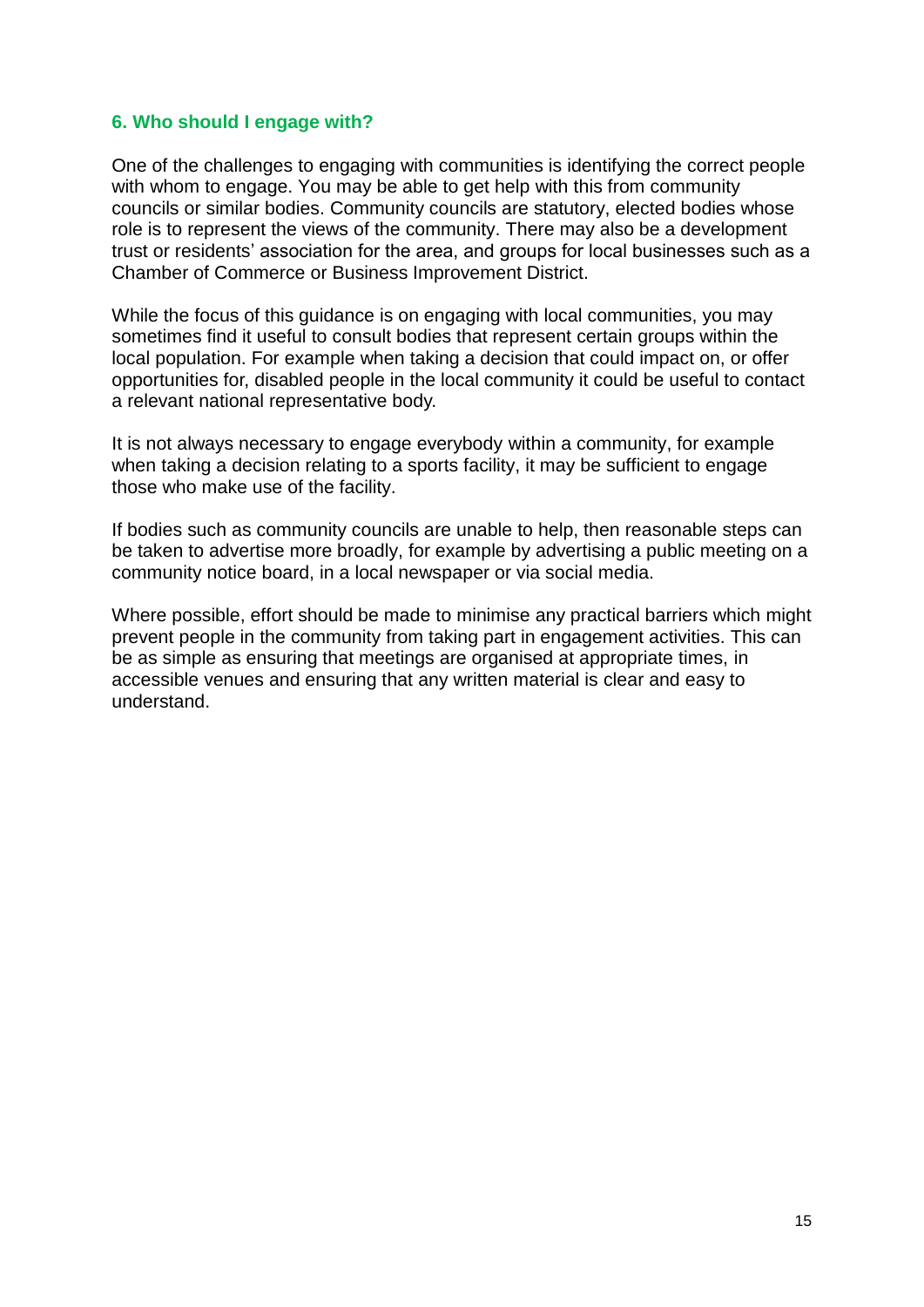## 6. Who should I engage with?

One of the challenges to engaging with communities is identifying the correct people with whom to engage. You may be able to get help with this from community councils or similar bodies. Community councils are statutory, elected bodies whose role is to represent the views of the community. There may also be a development trust or residents' association for the area, and groups for local businesses such as a Chamber of Commerce or Business Improvement District.

While the focus of this guidance is on engaging with local communities, you may sometimes find it useful to consult bodies that represent certain groups within the local population. For example when taking a decision that could impact on, or offer opportunities for, disabled people in the local community it could be useful to contact a relevant national representative body.

It is not always necessary to engage everybody within a community, for example when taking a decision relating to a sports facility, it may be sufficient to engage those who make use of the facility.

If bodies such as community councils are unable to help, then reasonable steps can be taken to advertise more broadly, for example by advertising a public meeting on a community notice board, in a local newspaper or via social media.

Where possible, effort should be made to minimise any practical barriers which might prevent people in the community from taking part in engagement activities. This can be as simple as ensuring that meetings are organised at appropriate times, in accessible venues and ensuring that any written material is clear and easy to understand.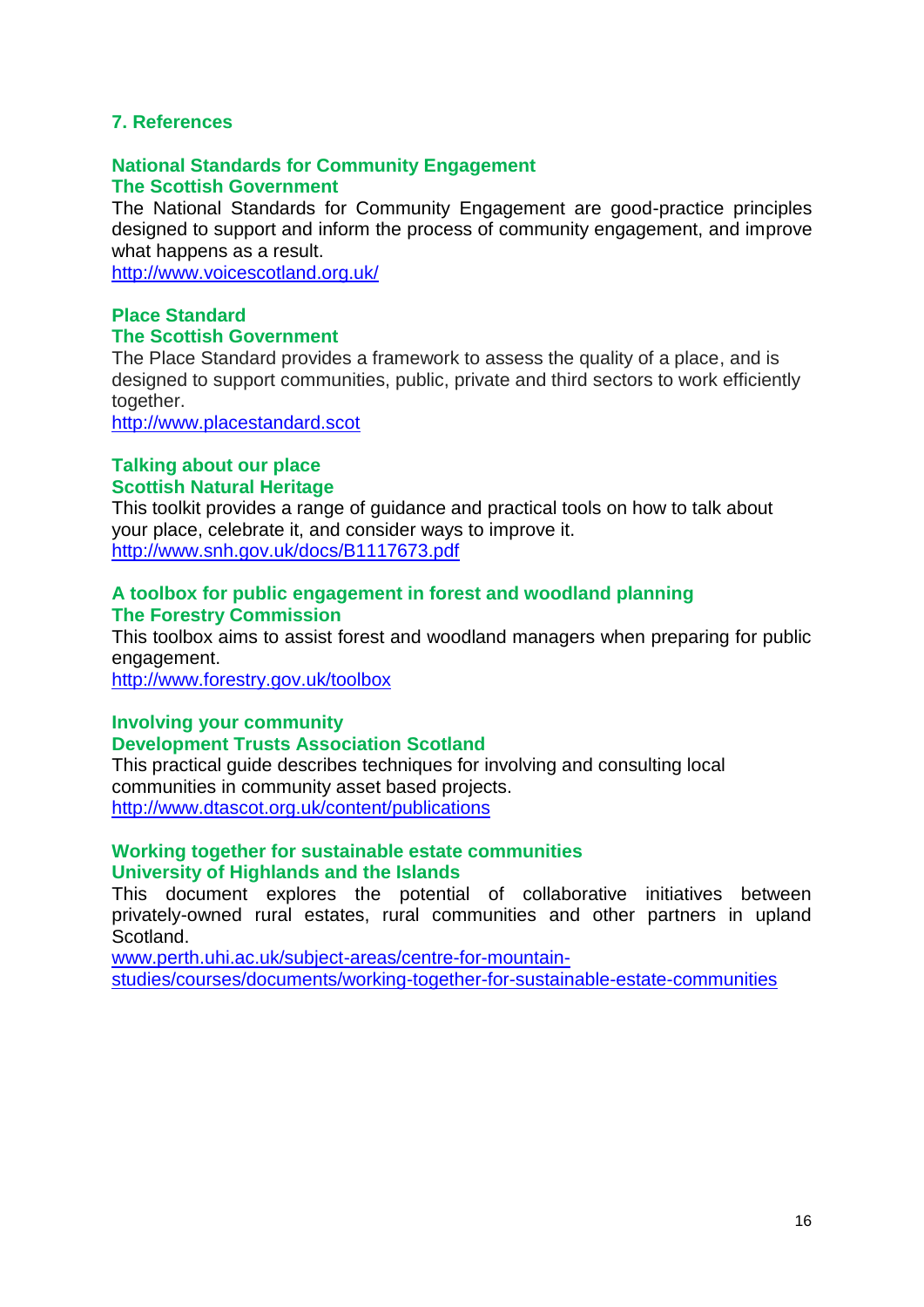## 7. References

**National Standards for Community Engagement**
**The Scottish Government**

The National Standards for Community Engagement are good-practice principles designed to support and inform the process of community engagement, and improve what happens as a result.

http://www.voicescotland.org.uk/

**Place Standard**
**The Scottish Government**

The Place Standard provides a framework to assess the quality of a place, and is designed to support communities, public, private and third sectors to work efficiently together.

http://www.placestandard.scot

**Talking about our place**
**Scottish Natural Heritage**

This toolkit provides a range of guidance and practical tools on how to talk about your place, celebrate it, and consider ways to improve it.

http://www.snh.gov.uk/docs/B1117673.pdf

**A toolbox for public engagement in forest and woodland planning**
**The Forestry Commission**

This toolbox aims to assist forest and woodland managers when preparing for public engagement.

http://www.forestry.gov.uk/toolbox

**Involving your community**
**Development Trusts Association Scotland**

This practical guide describes techniques for involving and consulting local communities in community asset based projects.

http://www.dtascot.org.uk/content/publications

**Working together for sustainable estate communities**
**University of Highlands and the Islands**

This document explores the potential of collaborative initiatives between privately-owned rural estates, rural communities and other partners in upland Scotland.

www.perth.uhi.ac.uk/subject-areas/centre-for-mountain-studies/courses/documents/working-together-for-sustainable-estate-communities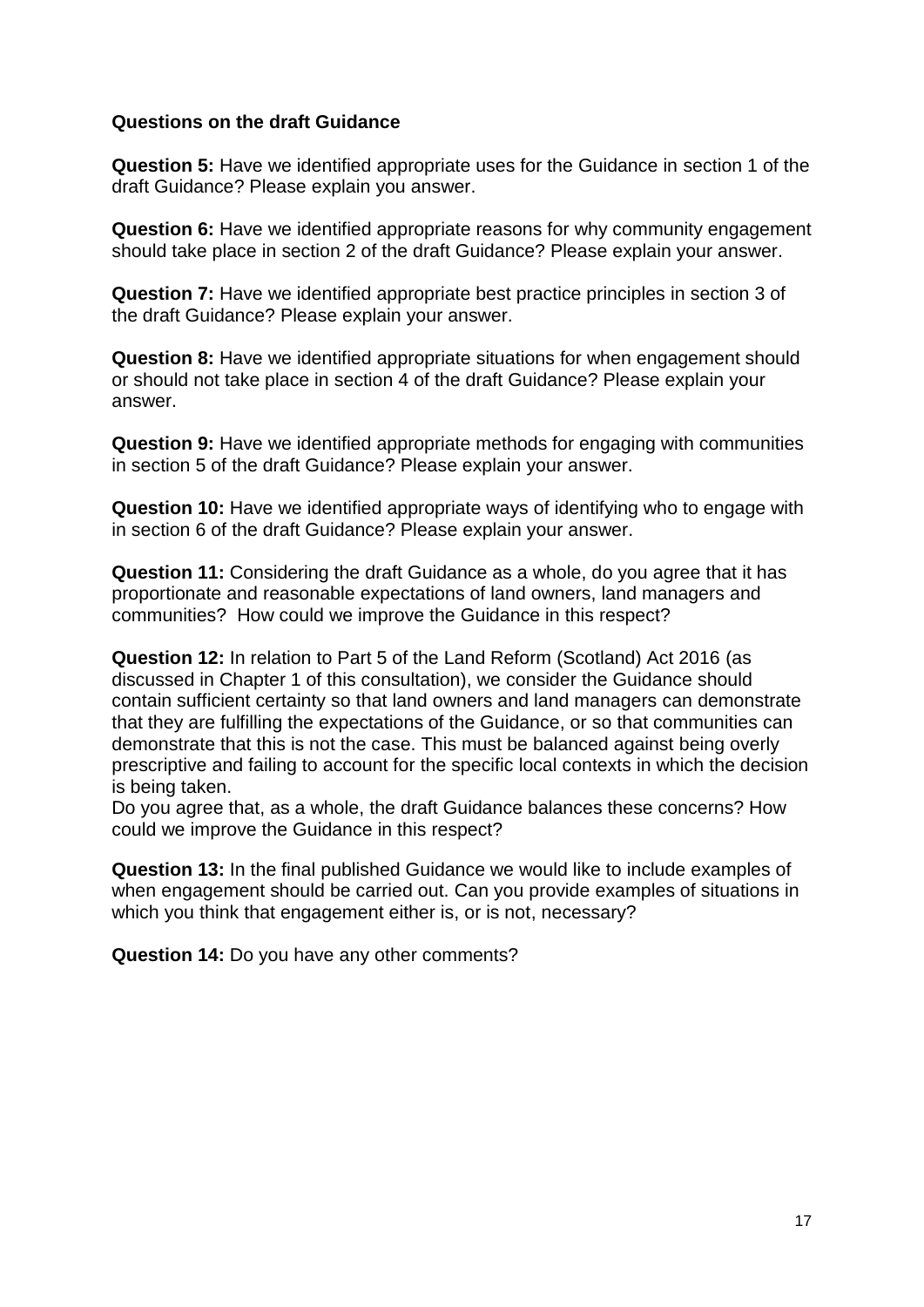**Questions on the draft Guidance**

**Question 5:** Have we identified appropriate uses for the Guidance in section 1 of the draft Guidance? Please explain you answer.

**Question 6:** Have we identified appropriate reasons for why community engagement should take place in section 2 of the draft Guidance? Please explain your answer.

**Question 7:** Have we identified appropriate best practice principles in section 3 of the draft Guidance? Please explain your answer.

**Question 8:** Have we identified appropriate situations for when engagement should or should not take place in section 4 of the draft Guidance? Please explain your answer.

**Question 9:** Have we identified appropriate methods for engaging with communities in section 5 of the draft Guidance? Please explain your answer.

**Question 10:** Have we identified appropriate ways of identifying who to engage with in section 6 of the draft Guidance? Please explain your answer.

**Question 11:** Considering the draft Guidance as a whole, do you agree that it has proportionate and reasonable expectations of land owners, land managers and communities? How could we improve the Guidance in this respect?

**Question 12:** In relation to Part 5 of the Land Reform (Scotland) Act 2016 (as discussed in Chapter 1 of this consultation), we consider the Guidance should contain sufficient certainty so that land owners and land managers can demonstrate that they are fulfilling the expectations of the Guidance, or so that communities can demonstrate that this is not the case. This must be balanced against being overly prescriptive and failing to account for the specific local contexts in which the decision is being taken.
Do you agree that, as a whole, the draft Guidance balances these concerns? How could we improve the Guidance in this respect?

**Question 13:** In the final published Guidance we would like to include examples of when engagement should be carried out. Can you provide examples of situations in which you think that engagement either is, or is not, necessary?

**Question 14:** Do you have any other comments?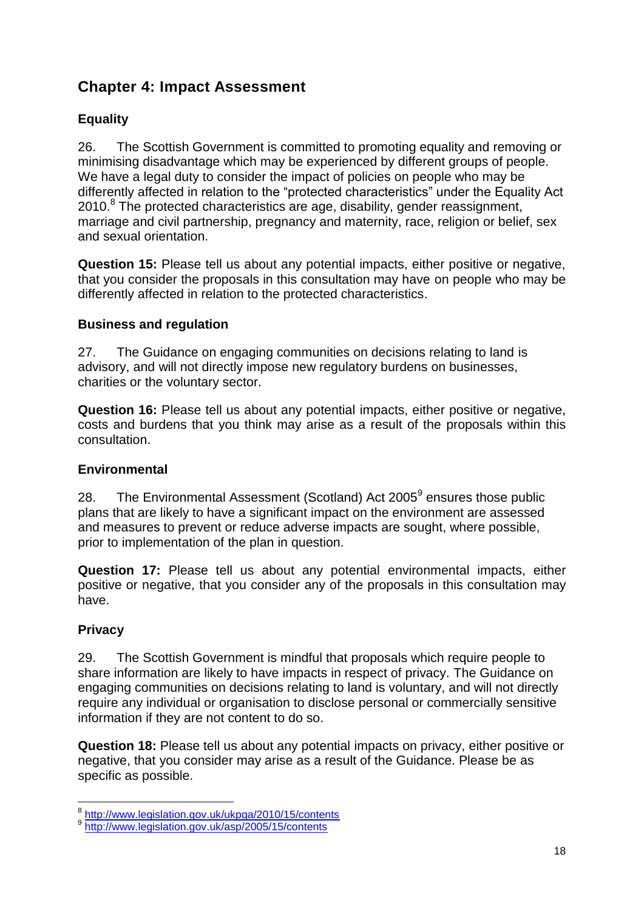## Chapter 4: Impact Assessment

### Equality

26. The Scottish Government is committed to promoting equality and removing or minimising disadvantage which may be experienced by different groups of people. We have a legal duty to consider the impact of policies on people who may be differently affected in relation to the "protected characteristics" under the Equality Act 2010.[8] The protected characteristics are age, disability, gender reassignment, marriage and civil partnership, pregnancy and maternity, race, religion or belief, sex and sexual orientation.

**Question 15:** Please tell us about any potential impacts, either positive or negative, that you consider the proposals in this consultation may have on people who may be differently affected in relation to the protected characteristics.

### Business and regulation

27. The Guidance on engaging communities on decisions relating to land is advisory, and will not directly impose new regulatory burdens on businesses, charities or the voluntary sector.

**Question 16:** Please tell us about any potential impacts, either positive or negative, costs and burdens that you think may arise as a result of the proposals within this consultation.

### Environmental

28. The Environmental Assessment (Scotland) Act 2005[9] ensures those public plans that are likely to have a significant impact on the environment are assessed and measures to prevent or reduce adverse impacts are sought, where possible, prior to implementation of the plan in question.

**Question 17:** Please tell us about any potential environmental impacts, either positive or negative, that you consider any of the proposals in this consultation may have.

### Privacy

29. The Scottish Government is mindful that proposals which require people to share information are likely to have impacts in respect of privacy. The Guidance on engaging communities on decisions relating to land is voluntary, and will not directly require any individual or organisation to disclose personal or commercially sensitive information if they are not content to do so.

**Question 18:** Please tell us about any potential impacts on privacy, either positive or negative, that you consider may arise as a result of the Guidance. Please be as specific as possible.

---

[8] http://www.legislation.gov.uk/ukpga/2010/15/contents
[9] http://www.legislation.gov.uk/asp/2005/15/contents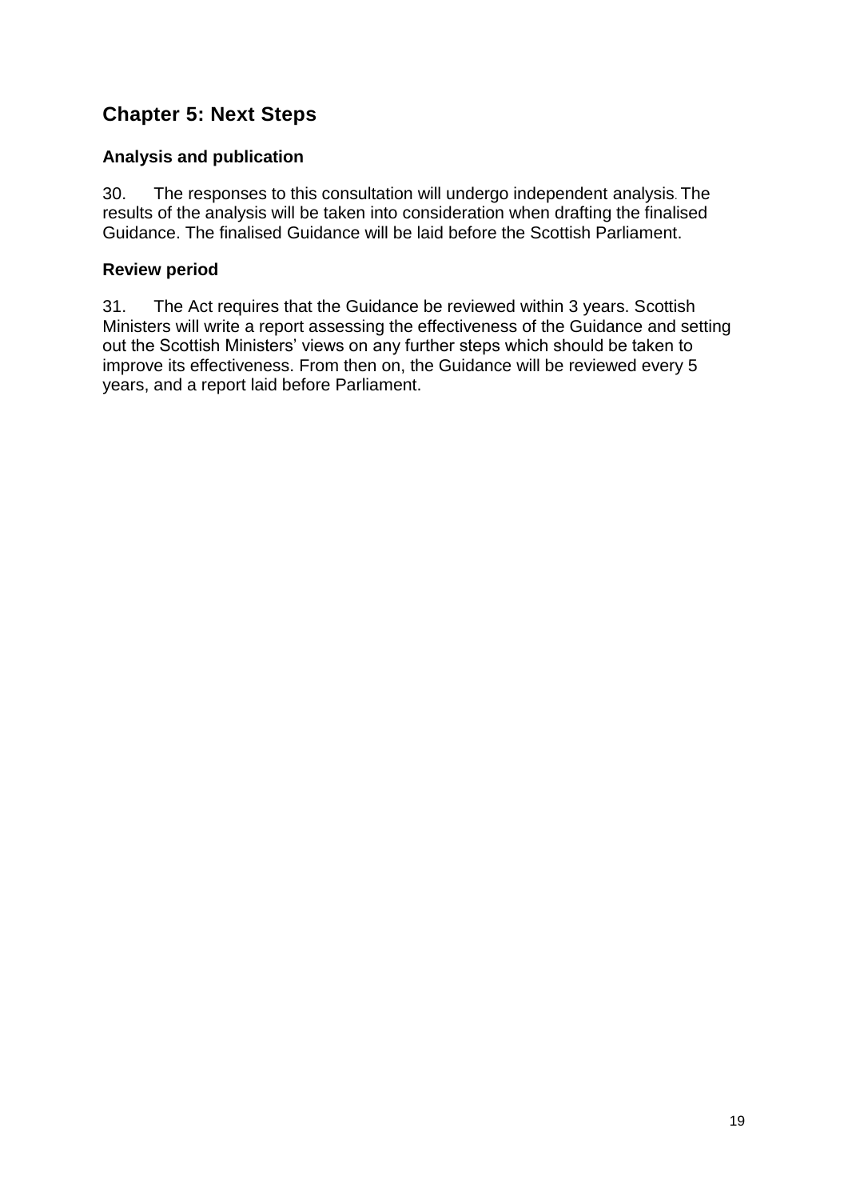## Chapter 5: Next Steps

### Analysis and publication

30. The responses to this consultation will undergo independent analysis. The results of the analysis will be taken into consideration when drafting the finalised Guidance. The finalised Guidance will be laid before the Scottish Parliament.

### Review period

31. The Act requires that the Guidance be reviewed within 3 years. Scottish Ministers will write a report assessing the effectiveness of the Guidance and setting out the Scottish Ministers' views on any further steps which should be taken to improve its effectiveness. From then on, the Guidance will be reviewed every 5 years, and a report laid before Parliament.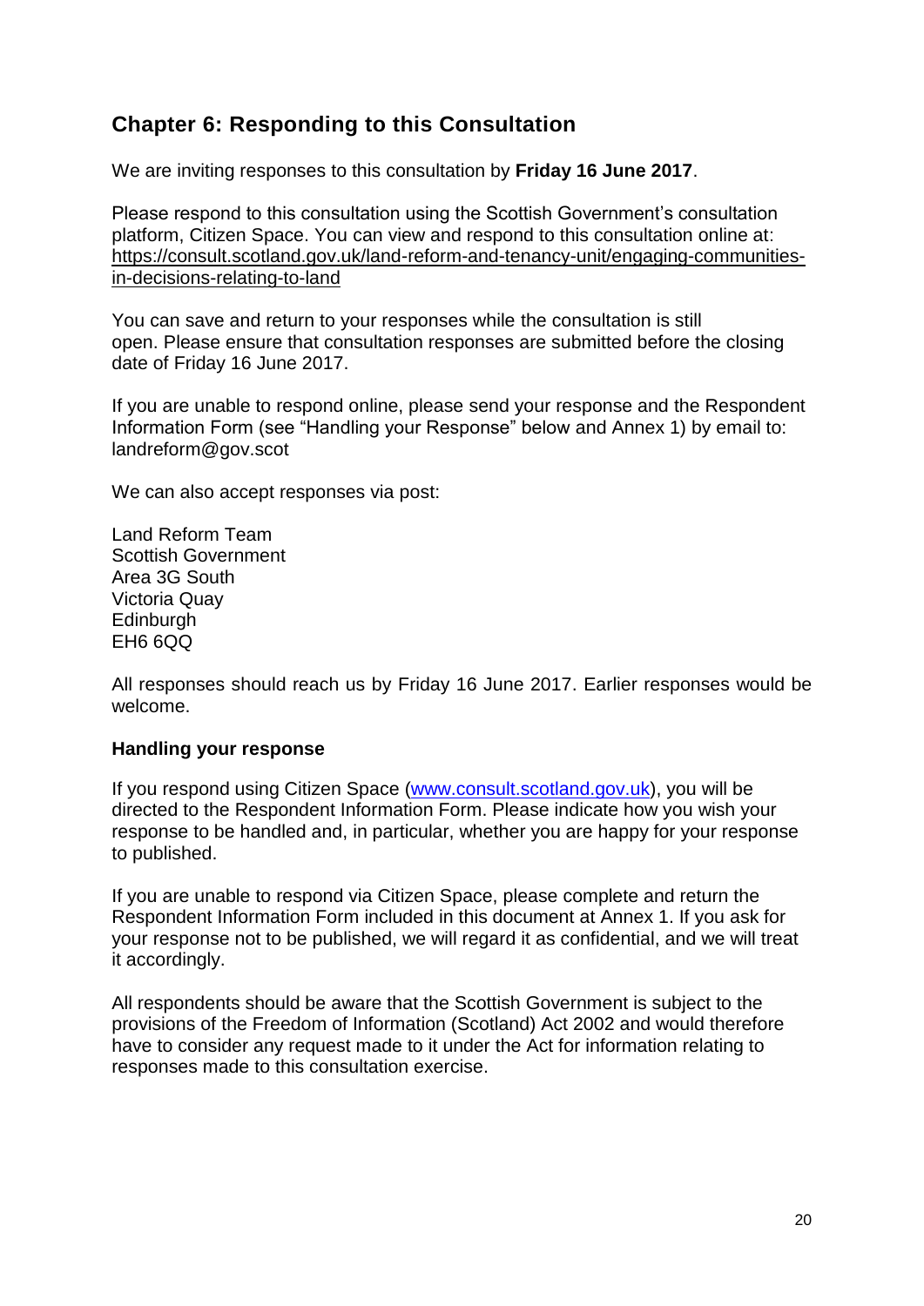## Chapter 6: Responding to this Consultation

We are inviting responses to this consultation by **Friday 16 June 2017**.

Please respond to this consultation using the Scottish Government's consultation platform, Citizen Space. You can view and respond to this consultation online at: [https://consult.scotland.gov.uk/land-reform-and-tenancy-unit/engaging-communities-in-decisions-relating-to-land](https://consult.scotland.gov.uk/land-reform-and-tenancy-unit/engaging-communities-in-decisions-relating-to-land)

You can save and return to your responses while the consultation is still open. Please ensure that consultation responses are submitted before the closing date of Friday 16 June 2017.

If you are unable to respond online, please send your response and the Respondent Information Form (see "Handling your Response" below and Annex 1) by email to: landreform@gov.scot

We can also accept responses via post:

Land Reform Team
Scottish Government
Area 3G South
Victoria Quay
Edinburgh
EH6 6QQ

All responses should reach us by Friday 16 June 2017. Earlier responses would be welcome.

**Handling your response**

If you respond using Citizen Space ([www.consult.scotland.gov.uk](http://www.consult.scotland.gov.uk)), you will be directed to the Respondent Information Form. Please indicate how you wish your response to be handled and, in particular, whether you are happy for your response to published.

If you are unable to respond via Citizen Space, please complete and return the Respondent Information Form included in this document at Annex 1. If you ask for your response not to be published, we will regard it as confidential, and we will treat it accordingly.

All respondents should be aware that the Scottish Government is subject to the provisions of the Freedom of Information (Scotland) Act 2002 and would therefore have to consider any request made to it under the Act for information relating to responses made to this consultation exercise.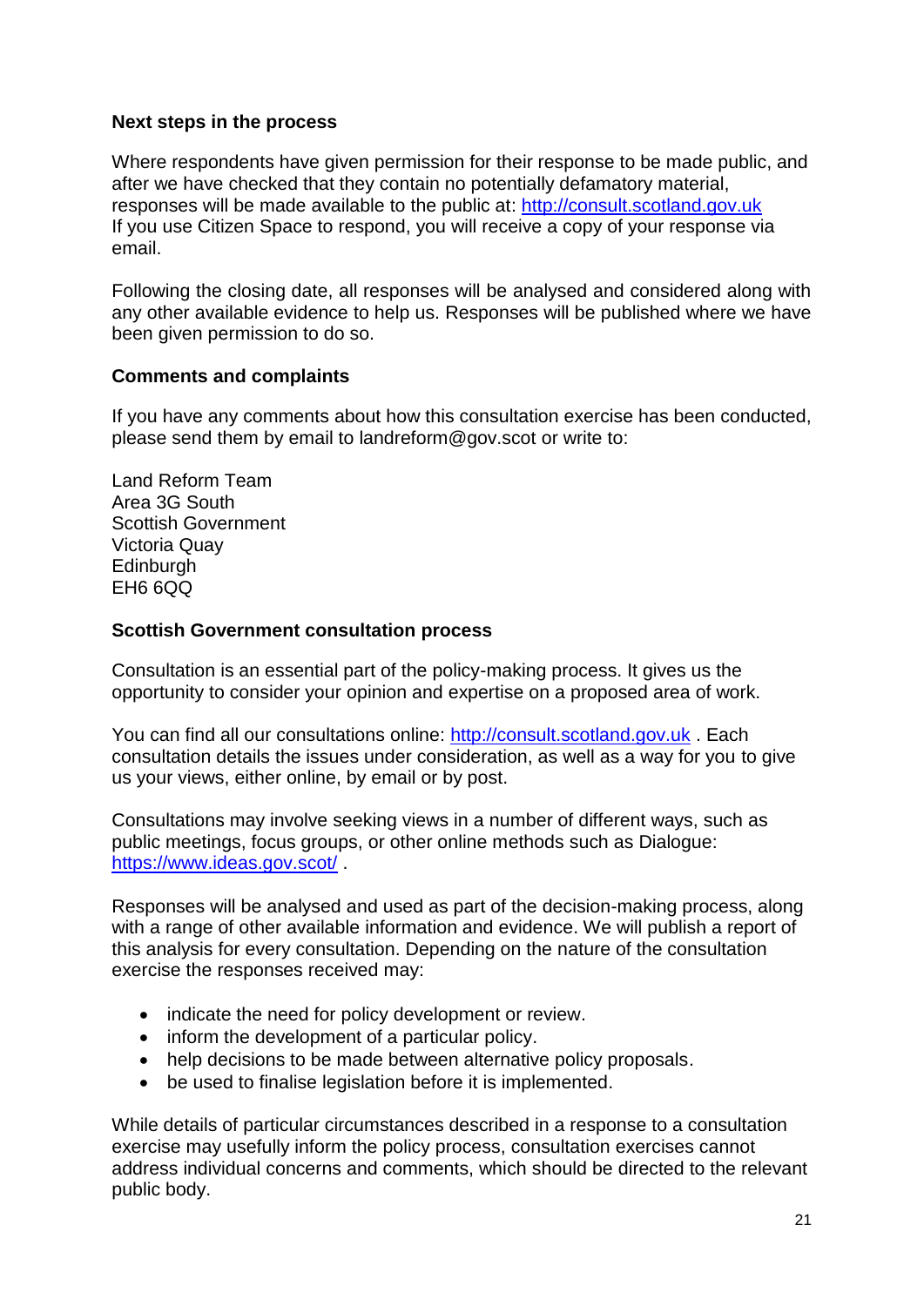**Next steps in the process**

Where respondents have given permission for their response to be made public, and after we have checked that they contain no potentially defamatory material, responses will be made available to the public at: http://consult.scotland.gov.uk
If you use Citizen Space to respond, you will receive a copy of your response via email.

Following the closing date, all responses will be analysed and considered along with any other available evidence to help us. Responses will be published where we have been given permission to do so.

**Comments and complaints**

If you have any comments about how this consultation exercise has been conducted, please send them by email to landreform@gov.scot or write to:

Land Reform Team
Area 3G South
Scottish Government
Victoria Quay
Edinburgh
EH6 6QQ

**Scottish Government consultation process**

Consultation is an essential part of the policy-making process. It gives us the opportunity to consider your opinion and expertise on a proposed area of work.

You can find all our consultations online: http://consult.scotland.gov.uk . Each consultation details the issues under consideration, as well as a way for you to give us your views, either online, by email or by post.

Consultations may involve seeking views in a number of different ways, such as public meetings, focus groups, or other online methods such as Dialogue: https://www.ideas.gov.scot/ .

Responses will be analysed and used as part of the decision-making process, along with a range of other available information and evidence. We will publish a report of this analysis for every consultation. Depending on the nature of the consultation exercise the responses received may:

- indicate the need for policy development or review.
- inform the development of a particular policy.
- help decisions to be made between alternative policy proposals.
- be used to finalise legislation before it is implemented.

While details of particular circumstances described in a response to a consultation exercise may usefully inform the policy process, consultation exercises cannot address individual concerns and comments, which should be directed to the relevant public body.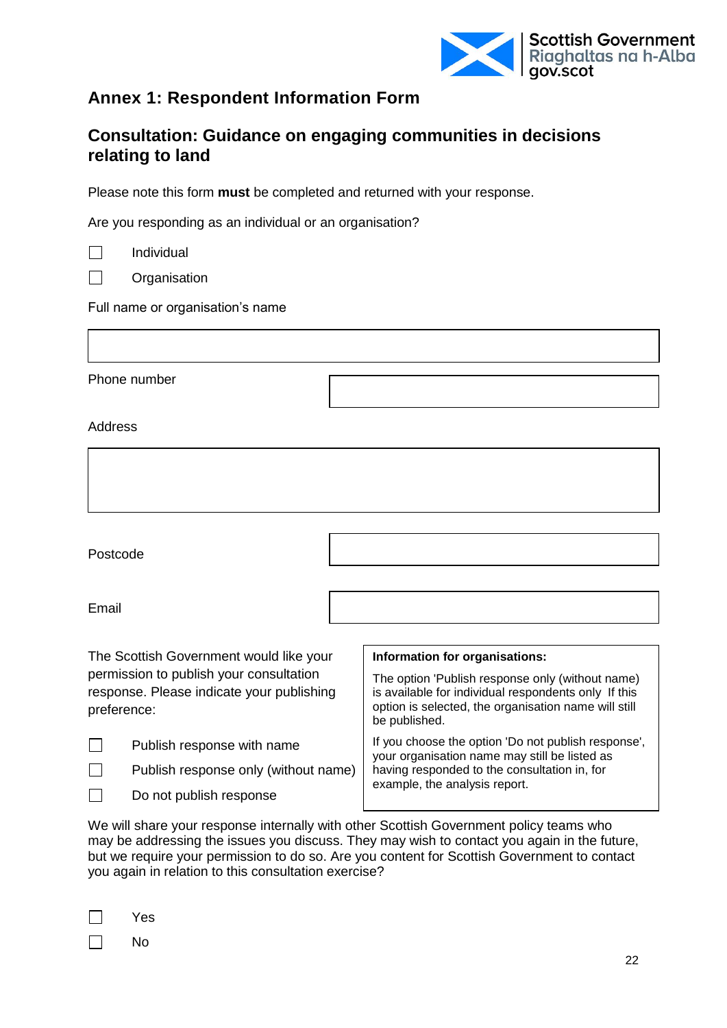## Annex 1: Respondent Information Form

## Consultation: Guidance on engaging communities in decisions relating to land

Please note this form **must** be completed and returned with your response.

Are you responding as an individual or an organisation?

- ☐ Individual
- ☐ Organisation

Full name or organisation's name

Phone number

Address

Postcode

Email

The Scottish Government would like your permission to publish your consultation response. Please indicate your publishing preference:

- ☐ Publish response with name
- ☐ Publish response only (without name)
- ☐ Do not publish response

**Information for organisations:**

The option 'Publish response only (without name) is available for individual respondents only If this option is selected, the organisation name will still be published.

If you choose the option 'Do not publish response', your organisation name may still be listed as having responded to the consultation in, for example, the analysis report.

We will share your response internally with other Scottish Government policy teams who may be addressing the issues you discuss. They may wish to contact you again in the future, but we require your permission to do so. Are you content for Scottish Government to contact you again in relation to this consultation exercise?

- ☐ Yes
- ☐ No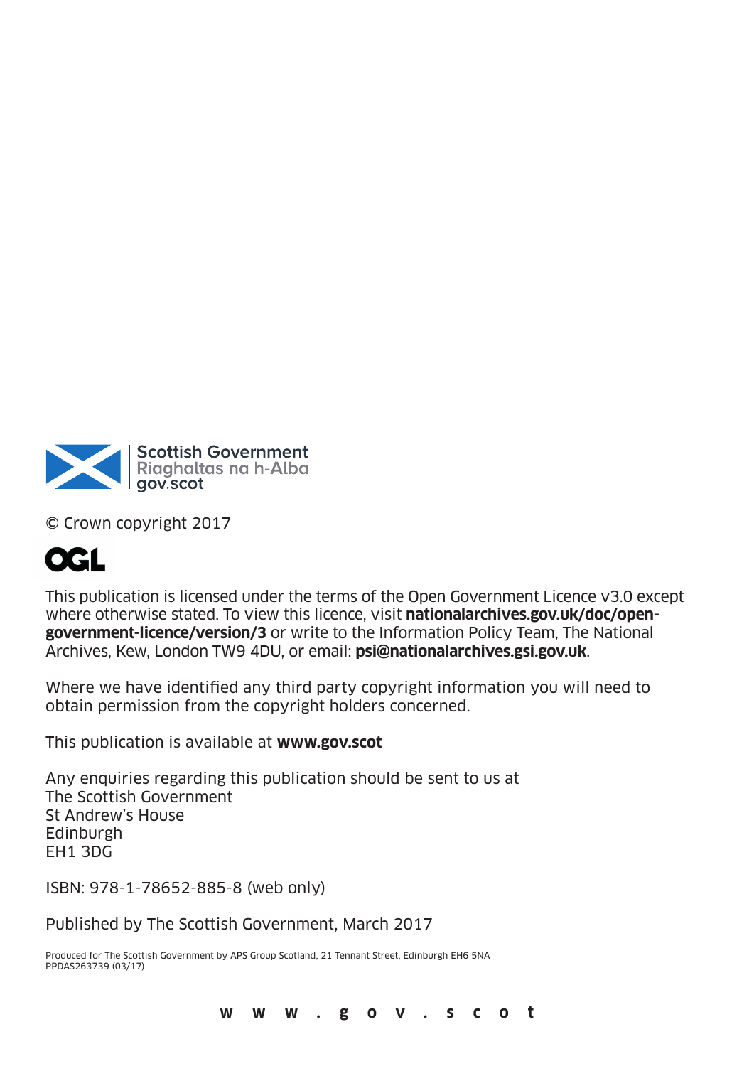Scottish Government
Riaghaltas na h-Alba
gov.scot

© Crown copyright 2017

OGL

This publication is licensed under the terms of the Open Government Licence v3.0 except where otherwise stated. To view this licence, visit **nationalarchives.gov.uk/doc/open-government-licence/version/3** or write to the Information Policy Team, The National Archives, Kew, London TW9 4DU, or email: **psi@nationalarchives.gsi.gov.uk**.

Where we have identified any third party copyright information you will need to obtain permission from the copyright holders concerned.

This publication is available at **www.gov.scot**

Any enquiries regarding this publication should be sent to us at
The Scottish Government
St Andrew's House
Edinburgh
EH1 3DG

ISBN: 978-1-78652-885-8 (web only)

Published by The Scottish Government, March 2017

Produced for The Scottish Government by APS Group Scotland, 21 Tennant Street, Edinburgh EH6 5NA
PPDAS263739 (03/17)

**w w w . g o v . s c o t**